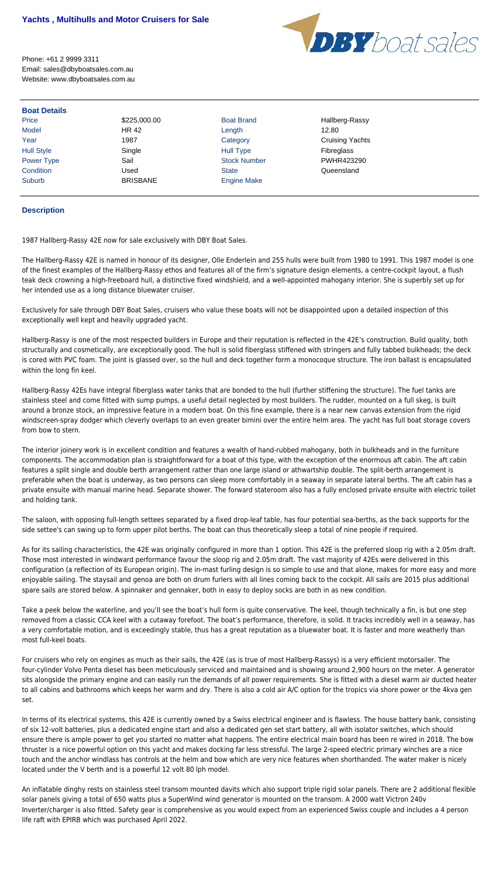# Yachts , Multihulls and Motor Cruisers for Sale

Phone: +61 2 9999 3311
Email: sales@dbyboatsales.com.au
Website: www.dbyboatsales.com.au

## Boat Details

| | | | |
|---|---|---|---|
| Price | \$225,000.00 | Boat Brand | Hallberg-Rassy |
| Model | HR 42 | Length | 12.80 |
| Year | 1987 | Category | Cruising Yachts |
| Hull Style | Single | Hull Type | Fibreglass |
| Power Type | Sail | Stock Number | PWHR423290 |
| Condition | Used | State | Queensland |
| Suburb | BRISBANE | Engine Make | |

## Description

1987 Hallberg-Rassy 42E now for sale exclusively with DBY Boat Sales.

The Hallberg-Rassy 42E is named in honour of its designer, Olle Enderlein and 255 hulls were built from 1980 to 1991. This 1987 model is one of the finest examples of the Hallberg-Rassy ethos and features all of the firm's signature design elements, a centre-cockpit layout, a flush teak deck crowning a high-freeboard hull, a distinctive fixed windshield, and a well-appointed mahogany interior. She is superbly set up for her intended use as a long distance bluewater cruiser.

Exclusively for sale through DBY Boat Sales, cruisers who value these boats will not be disappointed upon a detailed inspection of this exceptionally well kept and heavily upgraded yacht.

Hallberg-Rassy is one of the most respected builders in Europe and their reputation is reflected in the 42E's construction. Build quality, both structurally and cosmetically, are exceptionally good. The hull is solid fiberglass stiffened with stringers and fully tabbed bulkheads; the deck is cored with PVC foam. The joint is glassed over, so the hull and deck together form a monocoque structure. The iron ballast is encapsulated within the long fin keel.

Hallberg-Rassy 42Es have integral fiberglass water tanks that are bonded to the hull (further stiffening the structure). The fuel tanks are stainless steel and come fitted with sump pumps, a useful detail neglected by most builders. The rudder, mounted on a full skeg, is built around a bronze stock, an impressive feature in a modern boat. On this fine example, there is a near new canvas extension from the rigid windscreen-spray dodger which cleverly overlaps to an even greater bimini over the entire helm area. The yacht has full boat storage covers from bow to stern.

The interior joinery work is in excellent condition and features a wealth of hand-rubbed mahogany, both in bulkheads and in the furniture components. The accommodation plan is straightforward for a boat of this type, with the exception of the enormous aft cabin. The aft cabin features a split single and double berth arrangement rather than one large island or athwartship double. The split-berth arrangement is preferable when the boat is underway, as two persons can sleep more comfortably in a seaway in separate lateral berths. The aft cabin has a private ensuite with manual marine head. Separate shower. The forward stateroom also has a fully enclosed private ensuite with electric toilet and holding tank.

The saloon, with opposing full-length settees separated by a fixed drop-leaf table, has four potential sea-berths, as the back supports for the side settee's can swing up to form upper pilot berths. The boat can thus theoretically sleep a total of nine people if required.

As for its sailing characteristics, the 42E was originally configured in more than 1 option. This 42E is the preferred sloop rig with a 2.05m draft. Those most interested in windward performance favour the sloop rig and 2.05m draft. The vast majority of 42Es were delivered in this configuration (a reflection of its European origin). The in-mast furling design is so simple to use and that alone, makes for more easy and more enjoyable sailing. The staysail and genoa are both on drum furlers with all lines coming back to the cockpit. All sails are 2015 plus additional spare sails are stored below. A spinnaker and gennaker, both in easy to deploy socks are both in as new condition.

Take a peek below the waterline, and you'll see the boat's hull form is quite conservative. The keel, though technically a fin, is but one step removed from a classic CCA keel with a cutaway forefoot. The boat's performance, therefore, is solid. It tracks incredibly well in a seaway, has a very comfortable motion, and is exceedingly stable, thus has a great reputation as a bluewater boat. It is faster and more weatherly than most full-keel boats.

For cruisers who rely on engines as much as their sails, the 42E (as is true of most Hallberg-Rassys) is a very efficient motorsailer. The four-cylinder Volvo Penta diesel has been meticulously serviced and maintained and is showing around 2,900 hours on the meter. A generator sits alongside the primary engine and can easily run the demands of all power requirements. She is fitted with a diesel warm air ducted heater to all cabins and bathrooms which keeps her warm and dry. There is also a cold air A/C option for the tropics via shore power or the 4kva gen set.

In terms of its electrical systems, this 42E is currently owned by a Swiss electrical engineer and is flawless. The house battery bank, consisting of six 12-volt batteries, plus a dedicated engine start and also a dedicated gen set start battery, all with isolator switches, which should ensure there is ample power to get you started no matter what happens. The entire electrical main board has been re wired in 2018. The bow thruster is a nice powerful option on this yacht and makes docking far less stressful. The large 2-speed electric primary winches are a nice touch and the anchor windlass has controls at the helm and bow which are very nice features when shorthanded. The water maker is nicely located under the V berth and is a powerful 12 volt 80 lph model.

An inflatable dinghy rests on stainless steel transom mounted davits which also support triple rigid solar panels. There are 2 additional flexible solar panels giving a total of 650 watts plus a SuperWind wind generator is mounted on the transom. A 2000 watt Victron 240v Inverter/charger is also fitted. Safety gear is comprehensive as you would expect from an experienced Swiss couple and includes a 4 person life raft with EPIRB which was purchased April 2022.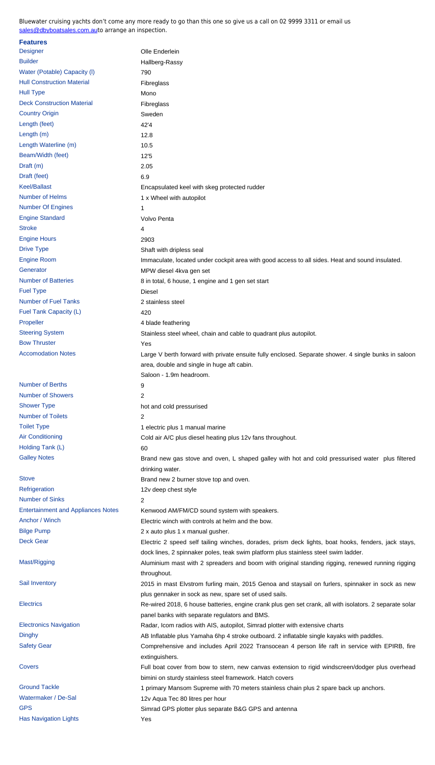Bluewater cruising yachts don't come any more ready to go than this one so give us a call on 02 9999 3311 or email us sales@dbyboatsales.com.auto arrange an inspection.

**Features**

| | |
|---|---|
| Designer | Olle Enderlein |
| Builder | Hallberg-Rassy |
| Water (Potable) Capacity (l) | 790 |
| Hull Construction Material | Fibreglass |
| Hull Type | Mono |
| Deck Construction Material | Fibreglass |
| Country Origin | Sweden |
| Length (feet) | 42'4 |
| Length (m) | 12.8 |
| Length Waterline (m) | 10.5 |
| Beam/Width (feet) | 12'5 |
| Draft (m) | 2.05 |
| Draft (feet) | 6.9 |
| Keel/Ballast | Encapsulated keel with skeg protected rudder |
| Number of Helms | 1 x Wheel with autopilot |
| Number Of Engines | 1 |
| Engine Standard | Volvo Penta |
| Stroke | 4 |
| Engine Hours | 2903 |
| Drive Type | Shaft with dripless seal |
| Engine Room | Immaculate, located under cockpit area with good access to all sides. Heat and sound insulated. |
| Generator | MPW diesel 4kva gen set |
| Number of Batteries | 8 in total, 6 house, 1 engine and 1 gen set start |
| Fuel Type | Diesel |
| Number of Fuel Tanks | 2 stainless steel |
| Fuel Tank Capacity (L) | 420 |
| Propeller | 4 blade feathering |
| Steering System | Stainless steel wheel, chain and cable to quadrant plus autopilot. |
| Bow Thruster | Yes |
| Accomodation Notes | Large V berth forward with private ensuite fully enclosed. Separate shower. 4 single bunks in saloon area, double and single in huge aft cabin.<br>Saloon - 1.9m headroom. |
| Number of Berths | 9 |
| Number of Showers | 2 |
| Shower Type | hot and cold pressurised |
| Number of Toilets | 2 |
| Toilet Type | 1 electric plus 1 manual marine |
| Air Conditioning | Cold air A/C plus diesel heating plus 12v fans throughout. |
| Holding Tank (L) | 60 |
| Galley Notes | Brand new gas stove and oven, L shaped galley with hot and cold pressurised water plus filtered drinking water. |
| Stove | Brand new 2 burner stove top and oven. |
| Refrigeration | 12v deep chest style |
| Number of Sinks | 2 |
| Entertainment and Appliances Notes | Kenwood AM/FM/CD sound system with speakers. |
| Anchor / Winch | Electric winch with controls at helm and the bow. |
| Bilge Pump | 2 x auto plus 1 x manual gusher. |
| Deck Gear | Electric 2 speed self tailing winches, dorades, prism deck lights, boat hooks, fenders, jack stays, dock lines, 2 spinnaker poles, teak swim platform plus stainless steel swim ladder. |
| Mast/Rigging | Aluminium mast with 2 spreaders and boom with original standing rigging, renewed running rigging throughout. |
| Sail Inventory | 2015 in mast Elvstrom furling main, 2015 Genoa and staysail on furlers, spinnaker in sock as new plus gennaker in sock as new, spare set of used sails. |
| Electrics | Re-wired 2018, 6 house batteries, engine crank plus gen set crank, all with isolators. 2 separate solar panel banks with separate regulators and BMS. |
| Electronics Navigation | Radar, Icom radios with AIS, autopilot, Simrad plotter with extensive charts |
| Dinghy | AB Inflatable plus Yamaha 6hp 4 stroke outboard. 2 inflatable single kayaks with paddles. |
| Safety Gear | Comprehensive and includes April 2022 Transocean 4 person life raft in service with EPIRB, fire extinguishers. |
| Covers | Full boat cover from bow to stern, new canvas extension to rigid windscreen/dodger plus overhead bimini on sturdy stainless steel framework. Hatch covers |
| Ground Tackle | 1 primary Mansom Supreme with 70 meters stainless chain plus 2 spare back up anchors. |
| Watermaker / De-Sal | 12v Aqua Tec 80 litres per hour |
| GPS | Simrad GPS plotter plus separate B&G GPS and antenna |
| Has Navigation Lights | Yes |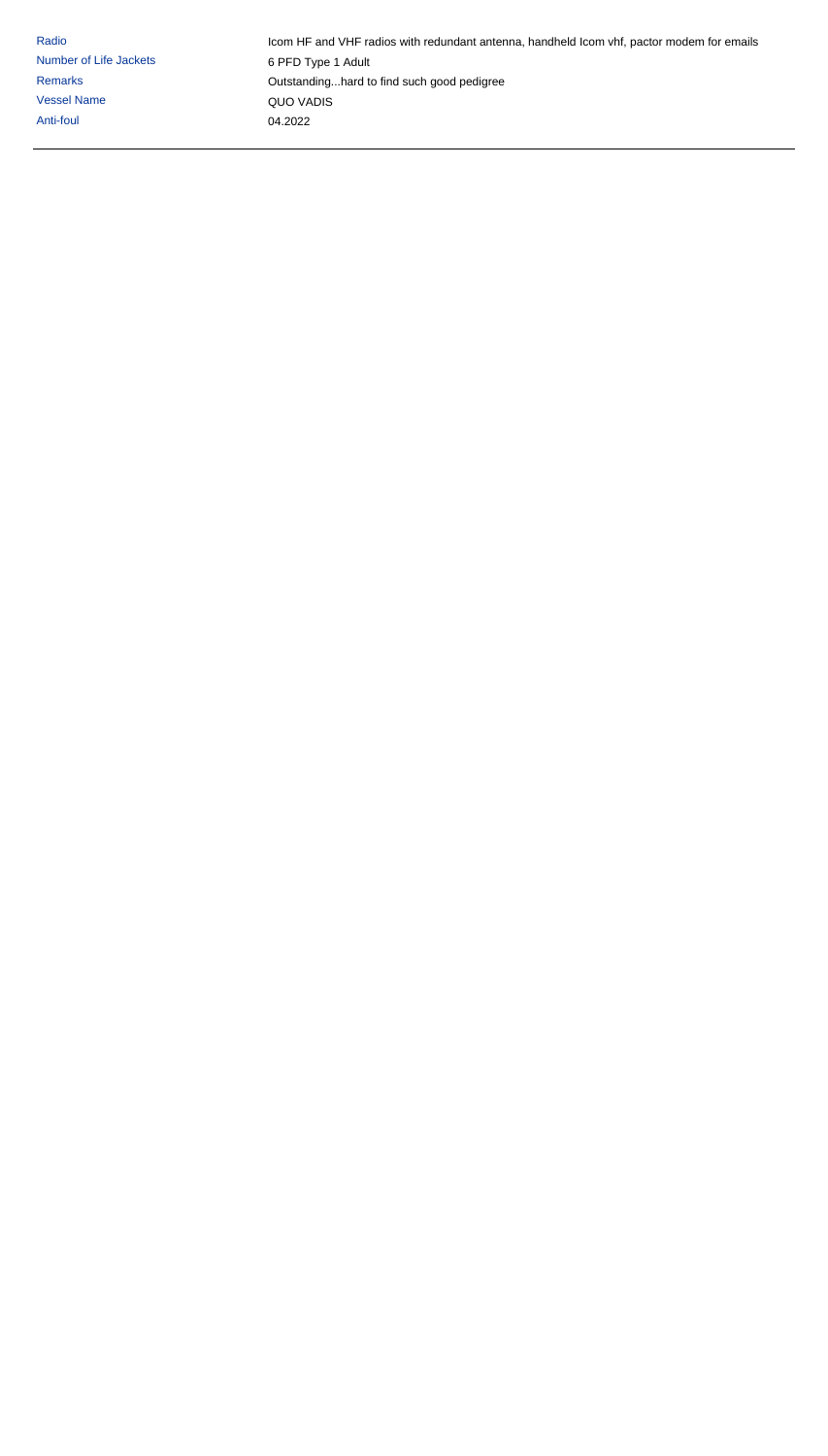| | |
|---|---|
| Radio | Icom HF and VHF radios with redundant antenna, handheld Icom vhf, pactor modem for emails |
| Number of Life Jackets | 6 PFD Type 1 Adult |
| Remarks | Outstanding...hard to find such good pedigree |
| Vessel Name | QUO VADIS |
| Anti-foul | 04.2022 |